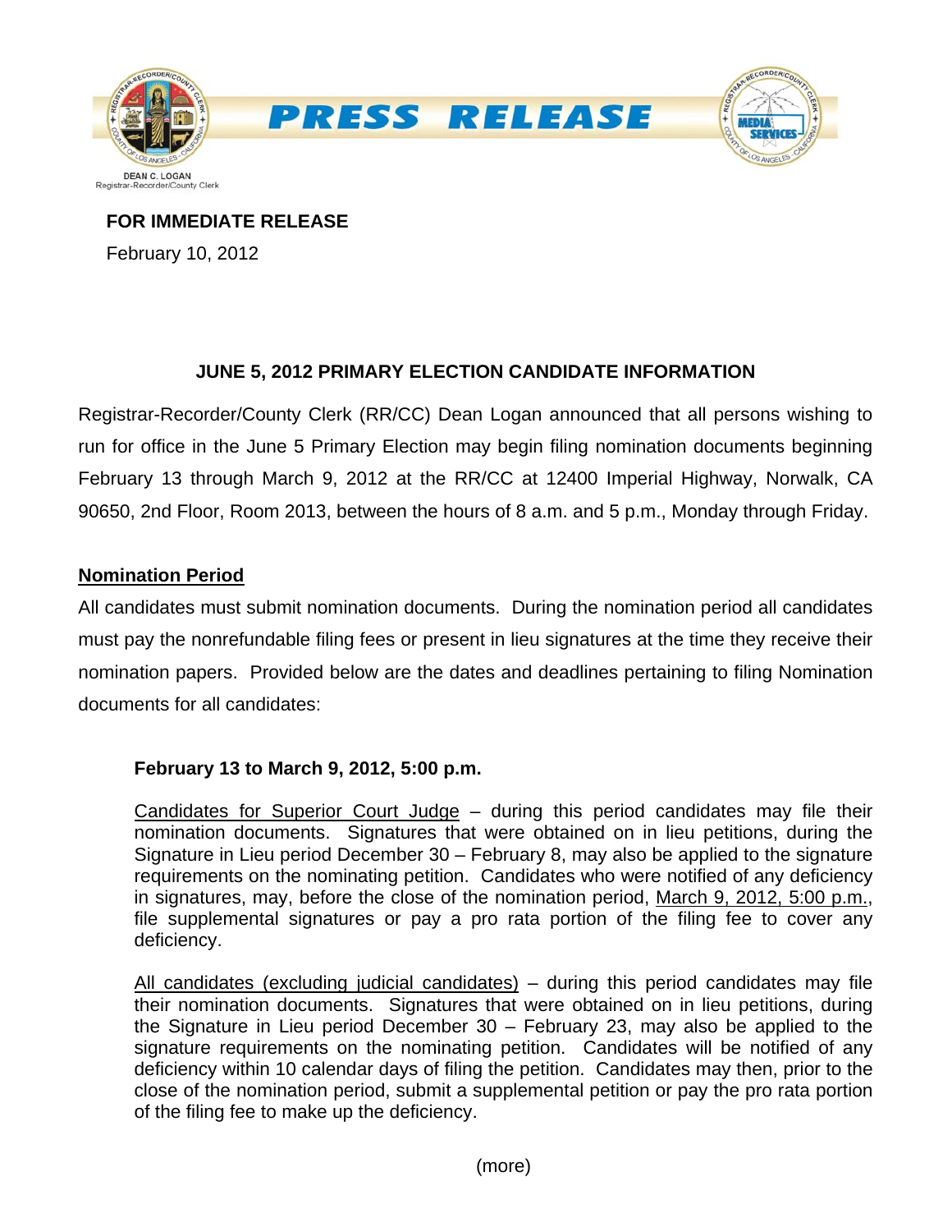PRESS RELEASE

DEAN C. LOGAN
Registrar-Recorder/County Clerk

**FOR IMMEDIATE RELEASE**

February 10, 2012

## JUNE 5, 2012 PRIMARY ELECTION CANDIDATE INFORMATION

Registrar-Recorder/County Clerk (RR/CC) Dean Logan announced that all persons wishing to run for office in the June 5 Primary Election may begin filing nomination documents beginning February 13 through March 9, 2012 at the RR/CC at 12400 Imperial Highway, Norwalk, CA 90650, 2nd Floor, Room 2013, between the hours of 8 a.m. and 5 p.m., Monday through Friday.

### Nomination Period

All candidates must submit nomination documents. During the nomination period all candidates must pay the nonrefundable filing fees or present in lieu signatures at the time they receive their nomination papers. Provided below are the dates and deadlines pertaining to filing Nomination documents for all candidates:

**February 13 to March 9, 2012, 5:00 p.m.**

Candidates for Superior Court Judge – during this period candidates may file their nomination documents. Signatures that were obtained on in lieu petitions, during the Signature in Lieu period December 30 – February 8, may also be applied to the signature requirements on the nominating petition. Candidates who were notified of any deficiency in signatures, may, before the close of the nomination period, March 9, 2012, 5:00 p.m., file supplemental signatures or pay a pro rata portion of the filing fee to cover any deficiency.

All candidates (excluding judicial candidates) – during this period candidates may file their nomination documents. Signatures that were obtained on in lieu petitions, during the Signature in Lieu period December 30 – February 23, may also be applied to the signature requirements on the nominating petition. Candidates will be notified of any deficiency within 10 calendar days of filing the petition. Candidates may then, prior to the close of the nomination period, submit a supplemental petition or pay the pro rata portion of the filing fee to make up the deficiency.

(more)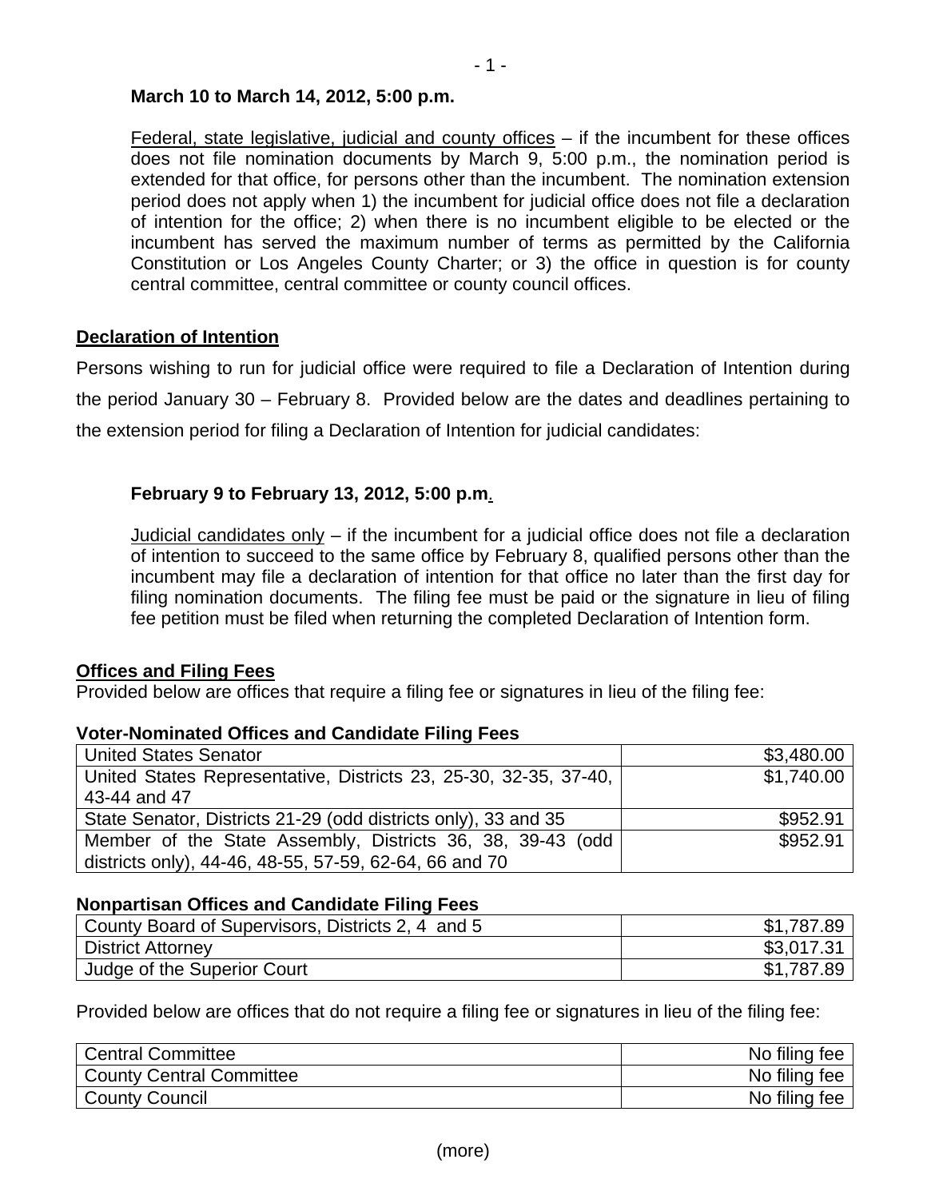**March 10 to March 14, 2012, 5:00 p.m.**

Federal, state legislative, judicial and county offices – if the incumbent for these offices does not file nomination documents by March 9, 5:00 p.m., the nomination period is extended for that office, for persons other than the incumbent. The nomination extension period does not apply when 1) the incumbent for judicial office does not file a declaration of intention for the office; 2) when there is no incumbent eligible to be elected or the incumbent has served the maximum number of terms as permitted by the California Constitution or Los Angeles County Charter; or 3) the office in question is for county central committee, central committee or county council offices.

## Declaration of Intention

Persons wishing to run for judicial office were required to file a Declaration of Intention during the period January 30 – February 8. Provided below are the dates and deadlines pertaining to the extension period for filing a Declaration of Intention for judicial candidates:

**February 9 to February 13, 2012, 5:00 p.m.**

Judicial candidates only – if the incumbent for a judicial office does not file a declaration of intention to succeed to the same office by February 8, qualified persons other than the incumbent may file a declaration of intention for that office no later than the first day for filing nomination documents. The filing fee must be paid or the signature in lieu of filing fee petition must be filed when returning the completed Declaration of Intention form.

## Offices and Filing Fees

Provided below are offices that require a filing fee or signatures in lieu of the filing fee:

**Voter-Nominated Offices and Candidate Filing Fees**

| Office | Fee |
|---|---:|
| United States Senator | $3,480.00 |
| United States Representative, Districts 23, 25-30, 32-35, 37-40, 43-44 and 47 | $1,740.00 |
| State Senator, Districts 21-29 (odd districts only), 33 and 35 | $952.91 |
| Member of the State Assembly, Districts 36, 38, 39-43 (odd districts only), 44-46, 48-55, 57-59, 62-64, 66 and 70 | $952.91 |

**Nonpartisan Offices and Candidate Filing Fees**

| Office | Fee |
|---|---:|
| County Board of Supervisors, Districts 2, 4 and 5 | $1,787.89 |
| District Attorney | $3,017.31 |
| Judge of the Superior Court | $1,787.89 |

Provided below are offices that do not require a filing fee or signatures in lieu of the filing fee:

| Office | Fee |
|---|---:|
| Central Committee | No filing fee |
| County Central Committee | No filing fee |
| County Council | No filing fee |

(more)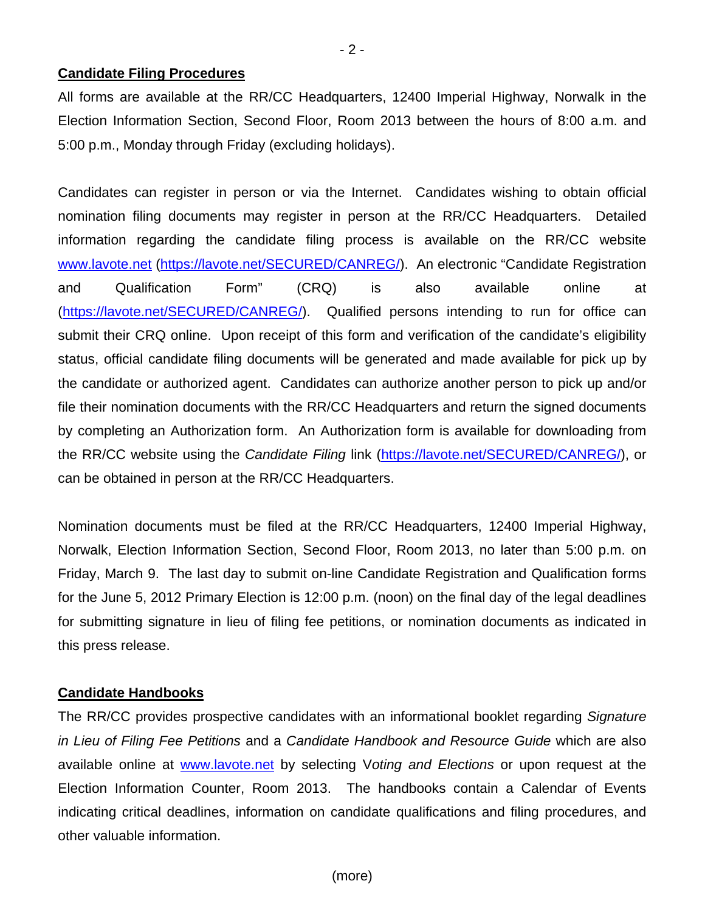**Candidate Filing Procedures**

All forms are available at the RR/CC Headquarters, 12400 Imperial Highway, Norwalk in the Election Information Section, Second Floor, Room 2013 between the hours of 8:00 a.m. and 5:00 p.m., Monday through Friday (excluding holidays).

Candidates can register in person or via the Internet. Candidates wishing to obtain official nomination filing documents may register in person at the RR/CC Headquarters. Detailed information regarding the candidate filing process is available on the RR/CC website www.lavote.net (https://lavote.net/SECURED/CANREG/). An electronic "Candidate Registration and Qualification Form" (CRQ) is also available online at (https://lavote.net/SECURED/CANREG/). Qualified persons intending to run for office can submit their CRQ online. Upon receipt of this form and verification of the candidate's eligibility status, official candidate filing documents will be generated and made available for pick up by the candidate or authorized agent. Candidates can authorize another person to pick up and/or file their nomination documents with the RR/CC Headquarters and return the signed documents by completing an Authorization form. An Authorization form is available for downloading from the RR/CC website using the *Candidate Filing* link (https://lavote.net/SECURED/CANREG/), or can be obtained in person at the RR/CC Headquarters.

Nomination documents must be filed at the RR/CC Headquarters, 12400 Imperial Highway, Norwalk, Election Information Section, Second Floor, Room 2013, no later than 5:00 p.m. on Friday, March 9. The last day to submit on-line Candidate Registration and Qualification forms for the June 5, 2012 Primary Election is 12:00 p.m. (noon) on the final day of the legal deadlines for submitting signature in lieu of filing fee petitions, or nomination documents as indicated in this press release.

**Candidate Handbooks**

The RR/CC provides prospective candidates with an informational booklet regarding *Signature in Lieu of Filing Fee Petitions* and a *Candidate Handbook and Resource Guide* which are also available online at www.lavote.net by selecting V*oting and Elections* or upon request at the Election Information Counter, Room 2013. The handbooks contain a Calendar of Events indicating critical deadlines, information on candidate qualifications and filing procedures, and other valuable information.

(more)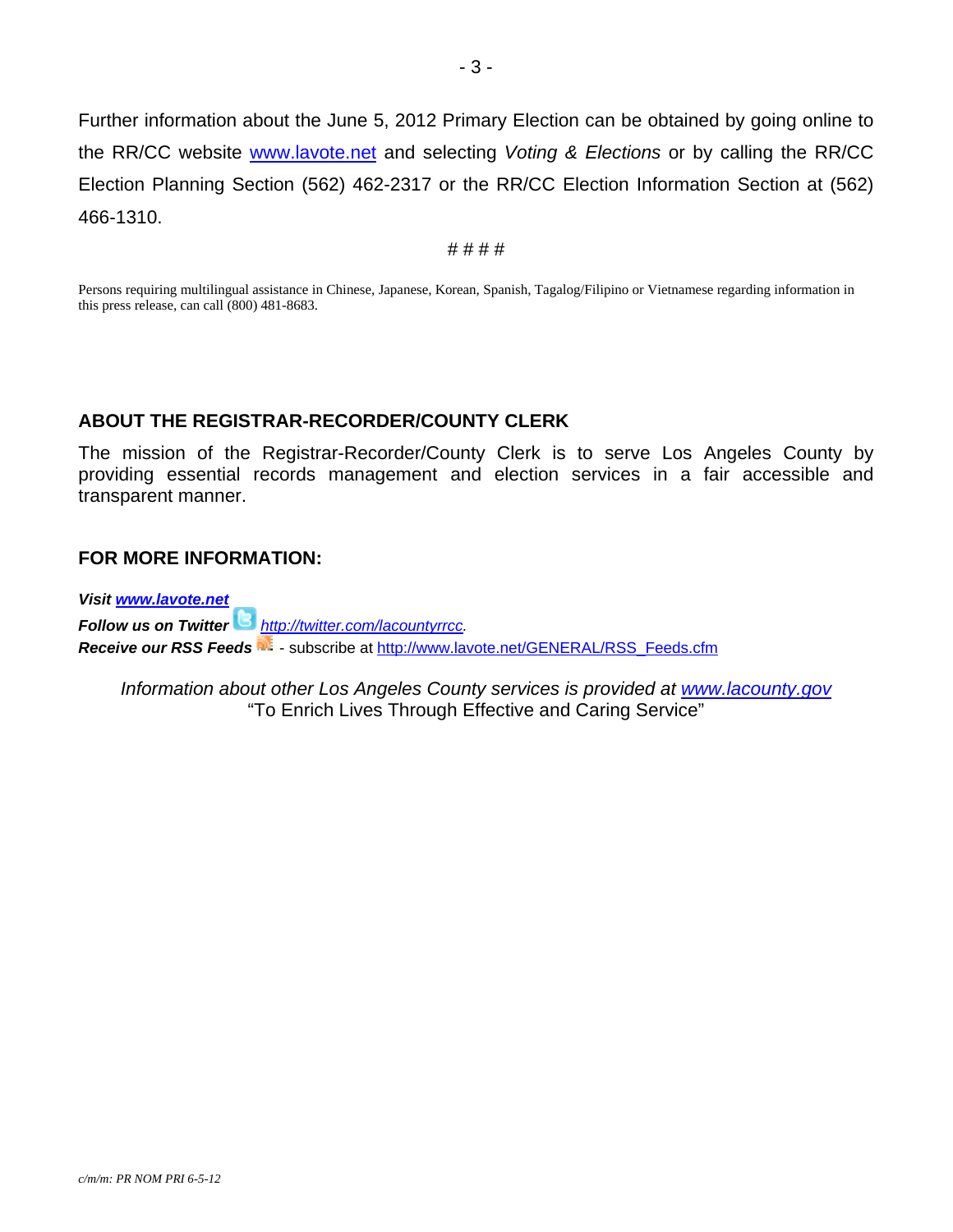Further information about the June 5, 2012 Primary Election can be obtained by going online to the RR/CC website www.lavote.net and selecting *Voting & Elections* or by calling the RR/CC Election Planning Section (562) 462-2317 or the RR/CC Election Information Section at (562) 466-1310.

# # # #

Persons requiring multilingual assistance in Chinese, Japanese, Korean, Spanish, Tagalog/Filipino or Vietnamese regarding information in this press release, can call (800) 481-8683.

## ABOUT THE REGISTRAR-RECORDER/COUNTY CLERK

The mission of the Registrar-Recorder/County Clerk is to serve Los Angeles County by providing essential records management and election services in a fair accessible and transparent manner.

## FOR MORE INFORMATION:

***Visit www.lavote.net***
***Follow us on Twitter*** *http://twitter.com/lacountyrrcc.*
***Receive our RSS Feeds*** - subscribe at http://www.lavote.net/GENERAL/RSS_Feeds.cfm

*Information about other Los Angeles County services is provided at www.lacounty.gov*
"To Enrich Lives Through Effective and Caring Service"

*c/m/m: PR NOM PRI 6-5-12*